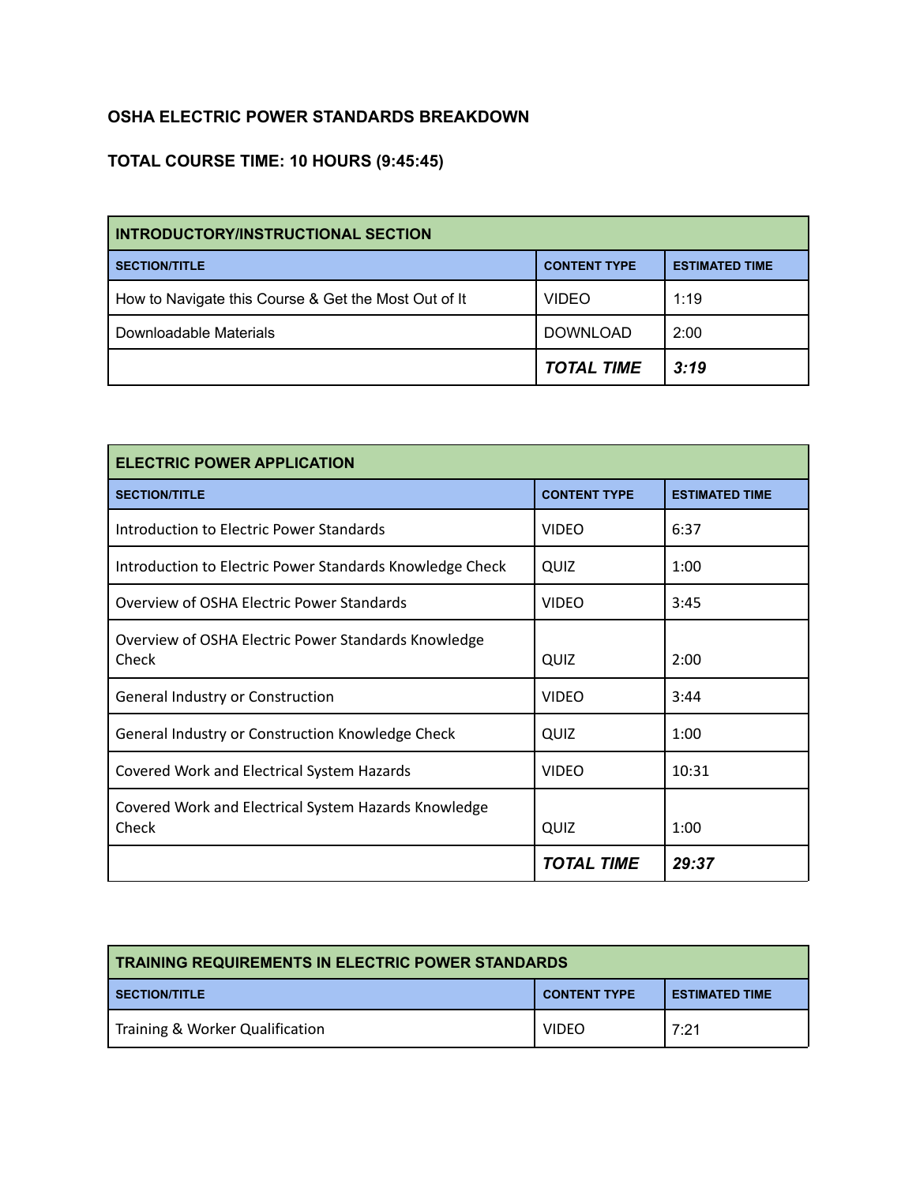**OSHA ELECTRIC POWER STANDARDS BREAKDOWN**

**TOTAL COURSE TIME: 10 HOURS (9:45:45)**

| INTRODUCTORY/INSTRUCTIONAL SECTION | | |
|---|---|---|
| **SECTION/TITLE** | **CONTENT TYPE** | **ESTIMATED TIME** |
| How to Navigate this Course & Get the Most Out of It | VIDEO | 1:19 |
| Downloadable Materials | DOWNLOAD | 2:00 |
| | ***TOTAL TIME*** | ***3:19*** |

| ELECTRIC POWER APPLICATION | | |
|---|---|---|
| **SECTION/TITLE** | **CONTENT TYPE** | **ESTIMATED TIME** |
| Introduction to Electric Power Standards | VIDEO | 6:37 |
| Introduction to Electric Power Standards Knowledge Check | QUIZ | 1:00 |
| Overview of OSHA Electric Power Standards | VIDEO | 3:45 |
| Overview of OSHA Electric Power Standards Knowledge Check | QUIZ | 2:00 |
| General Industry or Construction | VIDEO | 3:44 |
| General Industry or Construction Knowledge Check | QUIZ | 1:00 |
| Covered Work and Electrical System Hazards | VIDEO | 10:31 |
| Covered Work and Electrical System Hazards Knowledge Check | QUIZ | 1:00 |
| | ***TOTAL TIME*** | ***29:37*** |

| TRAINING REQUIREMENTS IN ELECTRIC POWER STANDARDS | | |
|---|---|---|
| **SECTION/TITLE** | **CONTENT TYPE** | **ESTIMATED TIME** |
| Training & Worker Qualification | VIDEO | 7:21 |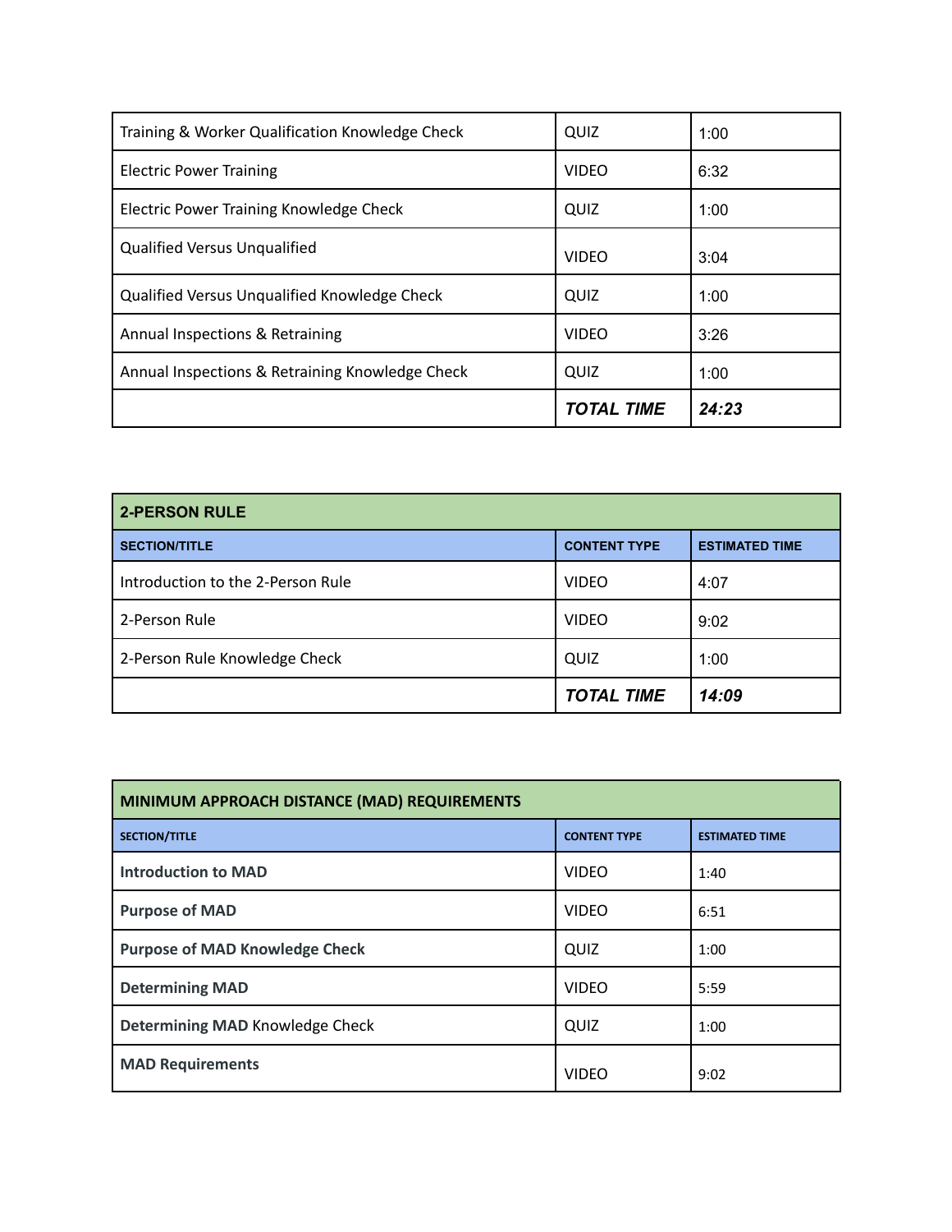| | | |
|---|---|---|
| Training & Worker Qualification Knowledge Check | QUIZ | 1:00 |
| Electric Power Training | VIDEO | 6:32 |
| Electric Power Training Knowledge Check | QUIZ | 1:00 |
| Qualified Versus Unqualified | VIDEO | 3:04 |
| Qualified Versus Unqualified Knowledge Check | QUIZ | 1:00 |
| Annual Inspections & Retraining | VIDEO | 3:26 |
| Annual Inspections & Retraining Knowledge Check | QUIZ | 1:00 |
| | ***TOTAL TIME*** | ***24:23*** |

| **2-PERSON RULE** | | |
|---|---|---|
| **SECTION/TITLE** | **CONTENT TYPE** | **ESTIMATED TIME** |
| Introduction to the 2-Person Rule | VIDEO | 4:07 |
| 2-Person Rule | VIDEO | 9:02 |
| 2-Person Rule Knowledge Check | QUIZ | 1:00 |
| | ***TOTAL TIME*** | ***14:09*** |

| **MINIMUM APPROACH DISTANCE (MAD) REQUIREMENTS** | | |
|---|---|---|
| **SECTION/TITLE** | **CONTENT TYPE** | **ESTIMATED TIME** |
| **Introduction to MAD** | VIDEO | 1:40 |
| **Purpose of MAD** | VIDEO | 6:51 |
| **Purpose of MAD Knowledge Check** | QUIZ | 1:00 |
| **Determining MAD** | VIDEO | 5:59 |
| **Determining MAD** Knowledge Check | QUIZ | 1:00 |
| **MAD Requirements** | VIDEO | 9:02 |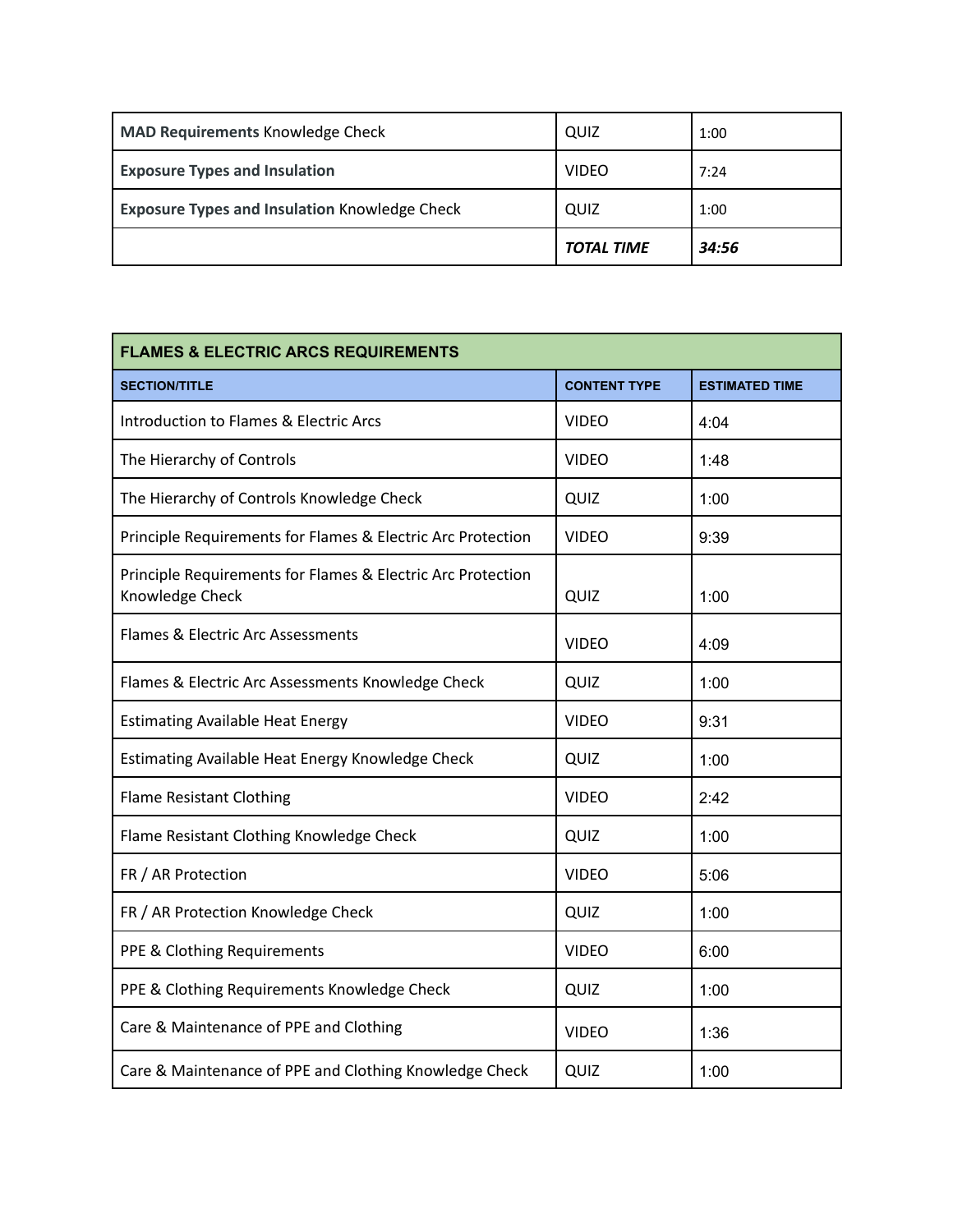| | | |
|---|---|---|
| **MAD Requirements** Knowledge Check | QUIZ | 1:00 |
| **Exposure Types and Insulation** | VIDEO | 7:24 |
| **Exposure Types and Insulation** Knowledge Check | QUIZ | 1:00 |
| | ***TOTAL TIME*** | ***34:56*** |

| **FLAMES & ELECTRIC ARCS REQUIREMENTS** | | |
|---|---|---|
| **SECTION/TITLE** | **CONTENT TYPE** | **ESTIMATED TIME** |
| Introduction to Flames & Electric Arcs | VIDEO | 4:04 |
| The Hierarchy of Controls | VIDEO | 1:48 |
| The Hierarchy of Controls Knowledge Check | QUIZ | 1:00 |
| Principle Requirements for Flames & Electric Arc Protection | VIDEO | 9:39 |
| Principle Requirements for Flames & Electric Arc Protection Knowledge Check | QUIZ | 1:00 |
| Flames & Electric Arc Assessments | VIDEO | 4:09 |
| Flames & Electric Arc Assessments Knowledge Check | QUIZ | 1:00 |
| Estimating Available Heat Energy | VIDEO | 9:31 |
| Estimating Available Heat Energy Knowledge Check | QUIZ | 1:00 |
| Flame Resistant Clothing | VIDEO | 2:42 |
| Flame Resistant Clothing Knowledge Check | QUIZ | 1:00 |
| FR / AR Protection | VIDEO | 5:06 |
| FR / AR Protection Knowledge Check | QUIZ | 1:00 |
| PPE & Clothing Requirements | VIDEO | 6:00 |
| PPE & Clothing Requirements Knowledge Check | QUIZ | 1:00 |
| Care & Maintenance of PPE and Clothing | VIDEO | 1:36 |
| Care & Maintenance of PPE and Clothing Knowledge Check | QUIZ | 1:00 |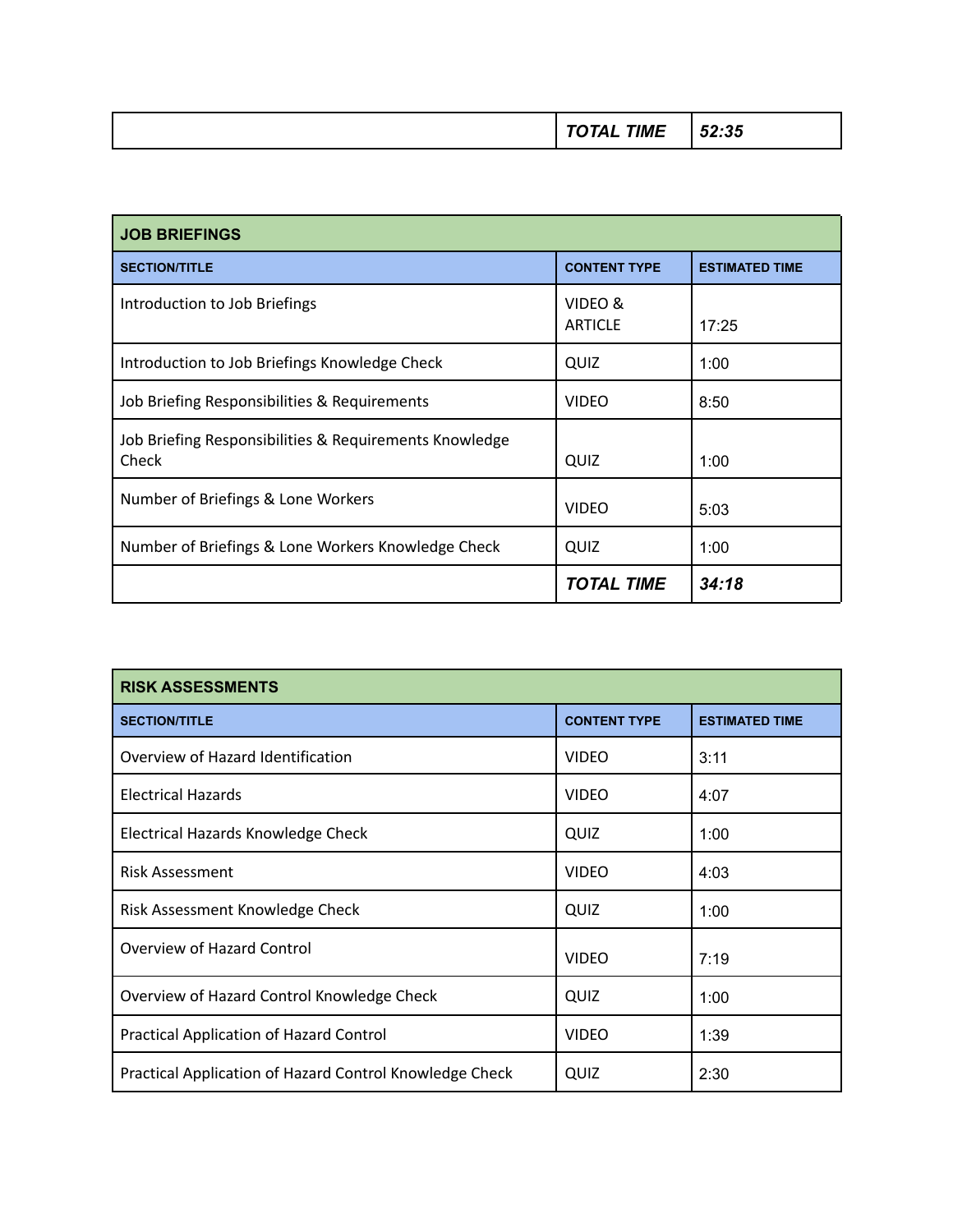| | TOTAL TIME | 52:35 |
|---|---|---|

| JOB BRIEFINGS | | |
|---|---|---|
| **SECTION/TITLE** | **CONTENT TYPE** | **ESTIMATED TIME** |
| Introduction to Job Briefings | VIDEO & ARTICLE | 17:25 |
| Introduction to Job Briefings Knowledge Check | QUIZ | 1:00 |
| Job Briefing Responsibilities & Requirements | VIDEO | 8:50 |
| Job Briefing Responsibilities & Requirements Knowledge Check | QUIZ | 1:00 |
| Number of Briefings & Lone Workers | VIDEO | 5:03 |
| Number of Briefings & Lone Workers Knowledge Check | QUIZ | 1:00 |
| | ***TOTAL TIME*** | ***34:18*** |

| RISK ASSESSMENTS | | |
|---|---|---|
| **SECTION/TITLE** | **CONTENT TYPE** | **ESTIMATED TIME** |
| Overview of Hazard Identification | VIDEO | 3:11 |
| Electrical Hazards | VIDEO | 4:07 |
| Electrical Hazards Knowledge Check | QUIZ | 1:00 |
| Risk Assessment | VIDEO | 4:03 |
| Risk Assessment Knowledge Check | QUIZ | 1:00 |
| Overview of Hazard Control | VIDEO | 7:19 |
| Overview of Hazard Control Knowledge Check | QUIZ | 1:00 |
| Practical Application of Hazard Control | VIDEO | 1:39 |
| Practical Application of Hazard Control Knowledge Check | QUIZ | 2:30 |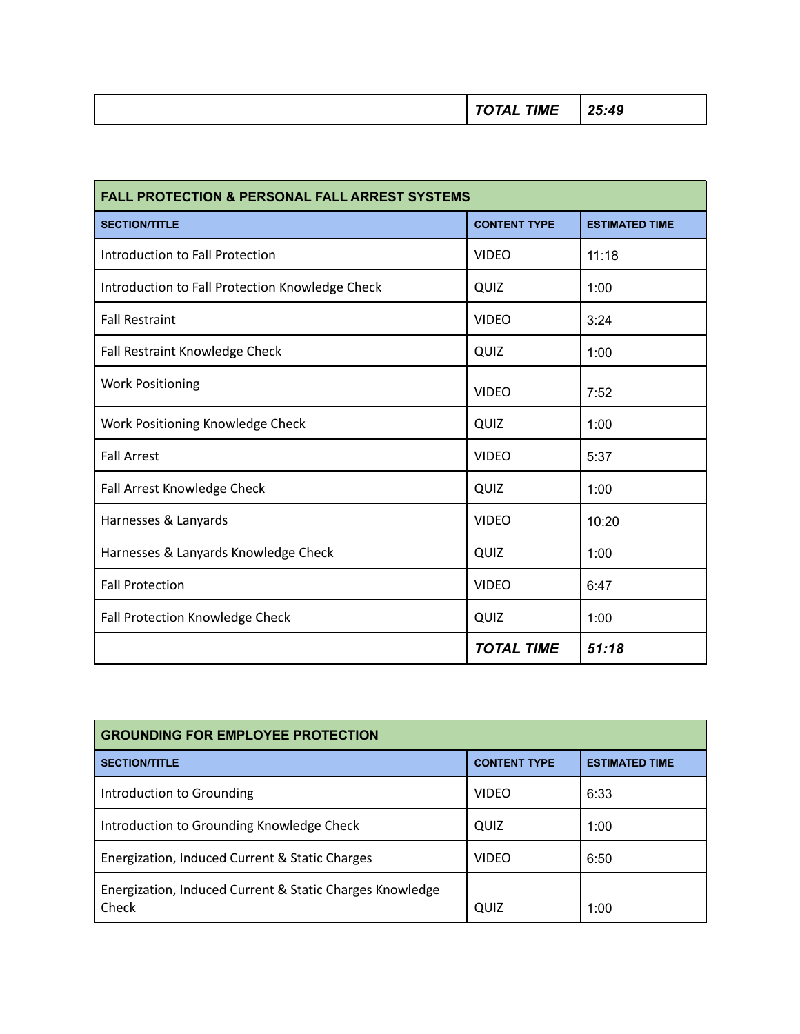| | TOTAL TIME | 25:49 |
|---|---|---|

| FALL PROTECTION & PERSONAL FALL ARREST SYSTEMS | | |
|---|---|---|
| **SECTION/TITLE** | **CONTENT TYPE** | **ESTIMATED TIME** |
| Introduction to Fall Protection | VIDEO | 11:18 |
| Introduction to Fall Protection Knowledge Check | QUIZ | 1:00 |
| Fall Restraint | VIDEO | 3:24 |
| Fall Restraint Knowledge Check | QUIZ | 1:00 |
| Work Positioning | VIDEO | 7:52 |
| Work Positioning Knowledge Check | QUIZ | 1:00 |
| Fall Arrest | VIDEO | 5:37 |
| Fall Arrest Knowledge Check | QUIZ | 1:00 |
| Harnesses & Lanyards | VIDEO | 10:20 |
| Harnesses & Lanyards Knowledge Check | QUIZ | 1:00 |
| Fall Protection | VIDEO | 6:47 |
| Fall Protection Knowledge Check | QUIZ | 1:00 |
| | ***TOTAL TIME*** | ***51:18*** |

| GROUNDING FOR EMPLOYEE PROTECTION | | |
|---|---|---|
| **SECTION/TITLE** | **CONTENT TYPE** | **ESTIMATED TIME** |
| Introduction to Grounding | VIDEO | 6:33 |
| Introduction to Grounding Knowledge Check | QUIZ | 1:00 |
| Energization, Induced Current & Static Charges | VIDEO | 6:50 |
| Energization, Induced Current & Static Charges Knowledge Check | QUIZ | 1:00 |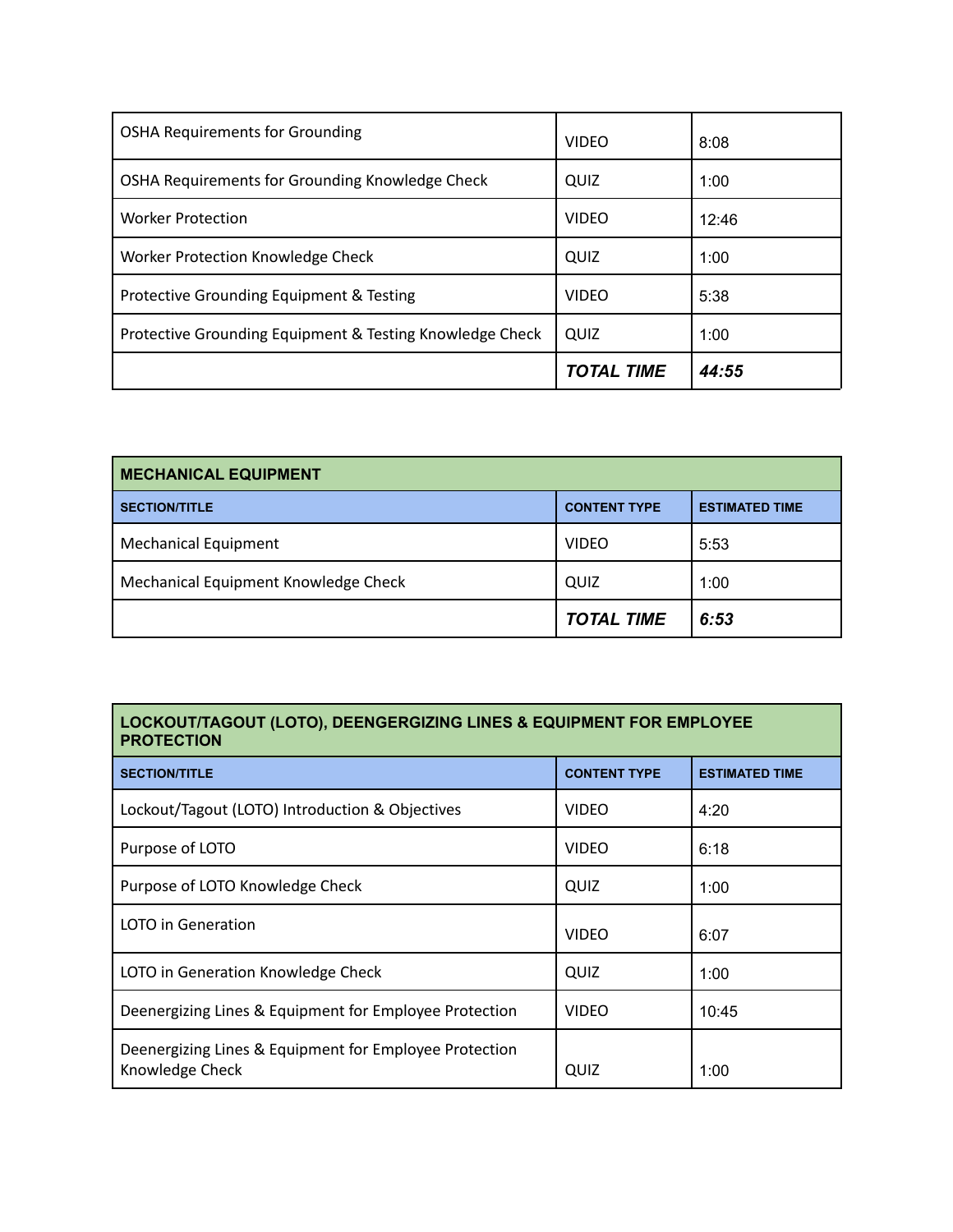| | | |
|---|---|---|
| OSHA Requirements for Grounding | VIDEO | 8:08 |
| OSHA Requirements for Grounding Knowledge Check | QUIZ | 1:00 |
| Worker Protection | VIDEO | 12:46 |
| Worker Protection Knowledge Check | QUIZ | 1:00 |
| Protective Grounding Equipment & Testing | VIDEO | 5:38 |
| Protective Grounding Equipment & Testing Knowledge Check | QUIZ | 1:00 |
| | ***TOTAL TIME*** | ***44:55*** |

| **MECHANICAL EQUIPMENT** | | |
|---|---|---|
| **SECTION/TITLE** | **CONTENT TYPE** | **ESTIMATED TIME** |
| Mechanical Equipment | VIDEO | 5:53 |
| Mechanical Equipment Knowledge Check | QUIZ | 1:00 |
| | ***TOTAL TIME*** | ***6:53*** |

| **LOCKOUT/TAGOUT (LOTO), DEENGERGIZING LINES & EQUIPMENT FOR EMPLOYEE PROTECTION** | | |
|---|---|---|
| **SECTION/TITLE** | **CONTENT TYPE** | **ESTIMATED TIME** |
| Lockout/Tagout (LOTO) Introduction & Objectives | VIDEO | 4:20 |
| Purpose of LOTO | VIDEO | 6:18 |
| Purpose of LOTO Knowledge Check | QUIZ | 1:00 |
| LOTO in Generation | VIDEO | 6:07 |
| LOTO in Generation Knowledge Check | QUIZ | 1:00 |
| Deenergizing Lines & Equipment for Employee Protection | VIDEO | 10:45 |
| Deenergizing Lines & Equipment for Employee Protection Knowledge Check | QUIZ | 1:00 |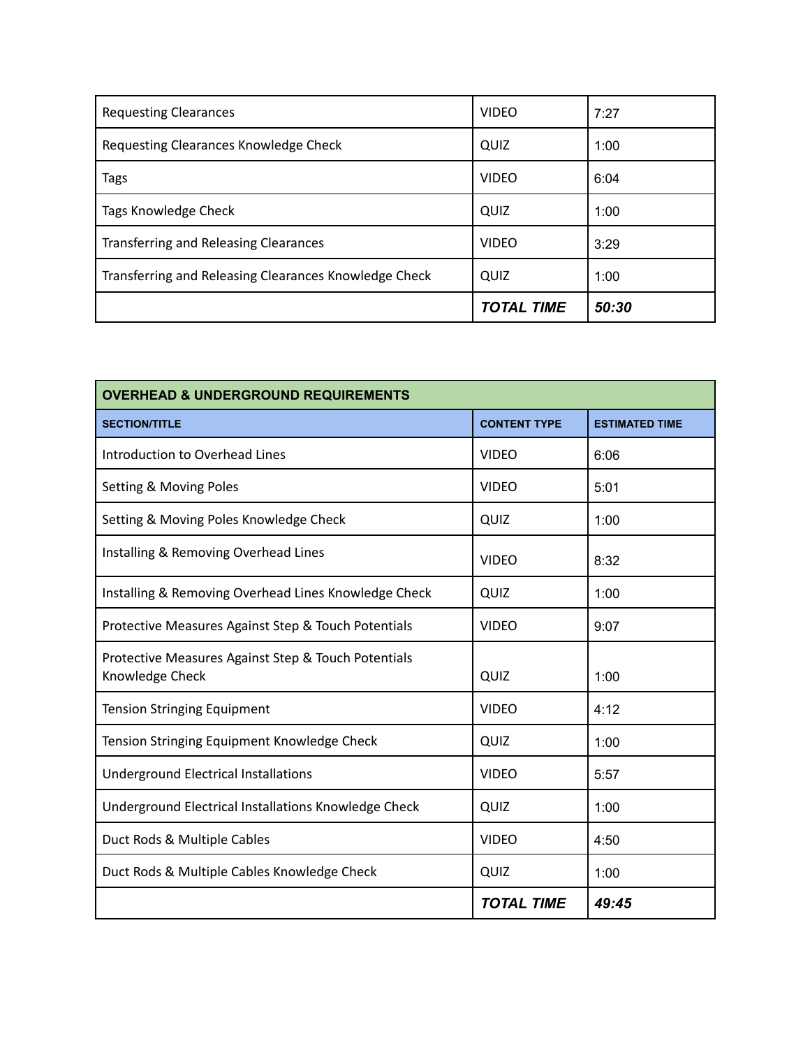| | | |
|---|---|---|
| Requesting Clearances | VIDEO | 7:27 |
| Requesting Clearances Knowledge Check | QUIZ | 1:00 |
| Tags | VIDEO | 6:04 |
| Tags Knowledge Check | QUIZ | 1:00 |
| Transferring and Releasing Clearances | VIDEO | 3:29 |
| Transferring and Releasing Clearances Knowledge Check | QUIZ | 1:00 |
| | ***TOTAL TIME*** | ***50:30*** |

| **OVERHEAD & UNDERGROUND REQUIREMENTS** | | |
|---|---|---|
| **SECTION/TITLE** | **CONTENT TYPE** | **ESTIMATED TIME** |
| Introduction to Overhead Lines | VIDEO | 6:06 |
| Setting & Moving Poles | VIDEO | 5:01 |
| Setting & Moving Poles Knowledge Check | QUIZ | 1:00 |
| Installing & Removing Overhead Lines | VIDEO | 8:32 |
| Installing & Removing Overhead Lines Knowledge Check | QUIZ | 1:00 |
| Protective Measures Against Step & Touch Potentials | VIDEO | 9:07 |
| Protective Measures Against Step & Touch Potentials Knowledge Check | QUIZ | 1:00 |
| Tension Stringing Equipment | VIDEO | 4:12 |
| Tension Stringing Equipment Knowledge Check | QUIZ | 1:00 |
| Underground Electrical Installations | VIDEO | 5:57 |
| Underground Electrical Installations Knowledge Check | QUIZ | 1:00 |
| Duct Rods & Multiple Cables | VIDEO | 4:50 |
| Duct Rods & Multiple Cables Knowledge Check | QUIZ | 1:00 |
| | ***TOTAL TIME*** | ***49:45*** |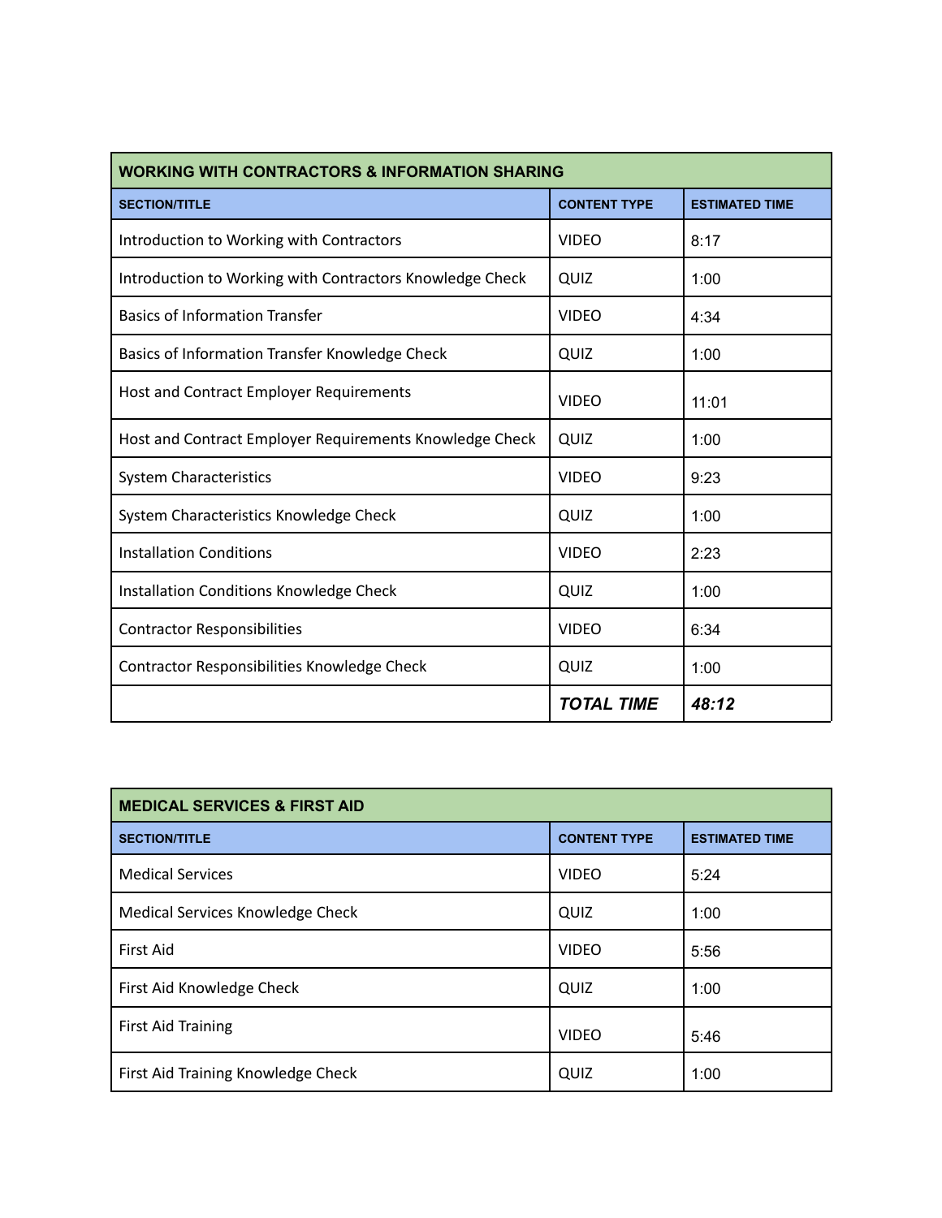| WORKING WITH CONTRACTORS & INFORMATION SHARING | | |
|---|---|---|
| **SECTION/TITLE** | **CONTENT TYPE** | **ESTIMATED TIME** |
| Introduction to Working with Contractors | VIDEO | 8:17 |
| Introduction to Working with Contractors Knowledge Check | QUIZ | 1:00 |
| Basics of Information Transfer | VIDEO | 4:34 |
| Basics of Information Transfer Knowledge Check | QUIZ | 1:00 |
| Host and Contract Employer Requirements | VIDEO | 11:01 |
| Host and Contract Employer Requirements Knowledge Check | QUIZ | 1:00 |
| System Characteristics | VIDEO | 9:23 |
| System Characteristics Knowledge Check | QUIZ | 1:00 |
| Installation Conditions | VIDEO | 2:23 |
| Installation Conditions Knowledge Check | QUIZ | 1:00 |
| Contractor Responsibilities | VIDEO | 6:34 |
| Contractor Responsibilities Knowledge Check | QUIZ | 1:00 |
| | ***TOTAL TIME*** | ***48:12*** |

| MEDICAL SERVICES & FIRST AID | | |
|---|---|---|
| **SECTION/TITLE** | **CONTENT TYPE** | **ESTIMATED TIME** |
| Medical Services | VIDEO | 5:24 |
| Medical Services Knowledge Check | QUIZ | 1:00 |
| First Aid | VIDEO | 5:56 |
| First Aid Knowledge Check | QUIZ | 1:00 |
| First Aid Training | VIDEO | 5:46 |
| First Aid Training Knowledge Check | QUIZ | 1:00 |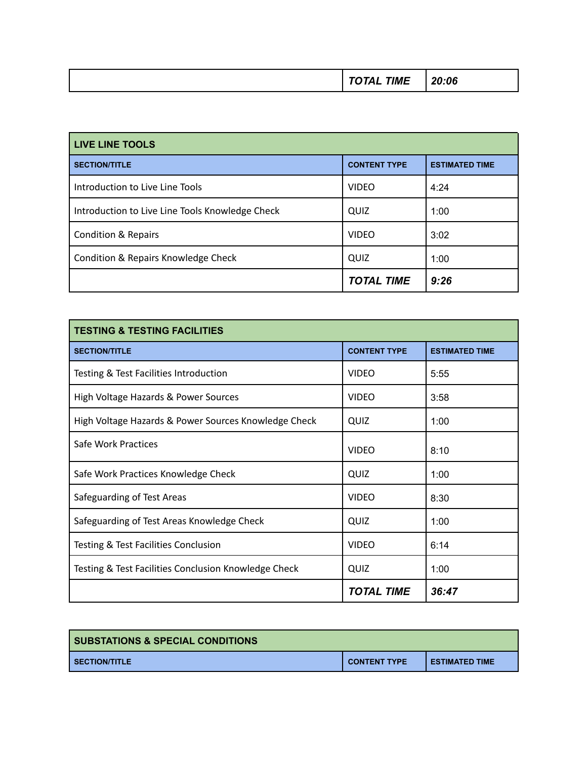| | TOTAL TIME | 20:06 |
|---|---|---|

| LIVE LINE TOOLS | | |
|---|---|---|
| **SECTION/TITLE** | **CONTENT TYPE** | **ESTIMATED TIME** |
| Introduction to Live Line Tools | VIDEO | 4:24 |
| Introduction to Live Line Tools Knowledge Check | QUIZ | 1:00 |
| Condition & Repairs | VIDEO | 3:02 |
| Condition & Repairs Knowledge Check | QUIZ | 1:00 |
| | ***TOTAL TIME*** | ***9:26*** |

| TESTING & TESTING FACILITIES | | |
|---|---|---|
| **SECTION/TITLE** | **CONTENT TYPE** | **ESTIMATED TIME** |
| Testing & Test Facilities Introduction | VIDEO | 5:55 |
| High Voltage Hazards & Power Sources | VIDEO | 3:58 |
| High Voltage Hazards & Power Sources Knowledge Check | QUIZ | 1:00 |
| Safe Work Practices | VIDEO | 8:10 |
| Safe Work Practices Knowledge Check | QUIZ | 1:00 |
| Safeguarding of Test Areas | VIDEO | 8:30 |
| Safeguarding of Test Areas Knowledge Check | QUIZ | 1:00 |
| Testing & Test Facilities Conclusion | VIDEO | 6:14 |
| Testing & Test Facilities Conclusion Knowledge Check | QUIZ | 1:00 |
| | ***TOTAL TIME*** | ***36:47*** |

| SUBSTATIONS & SPECIAL CONDITIONS | | |
|---|---|---|
| **SECTION/TITLE** | **CONTENT TYPE** | **ESTIMATED TIME** |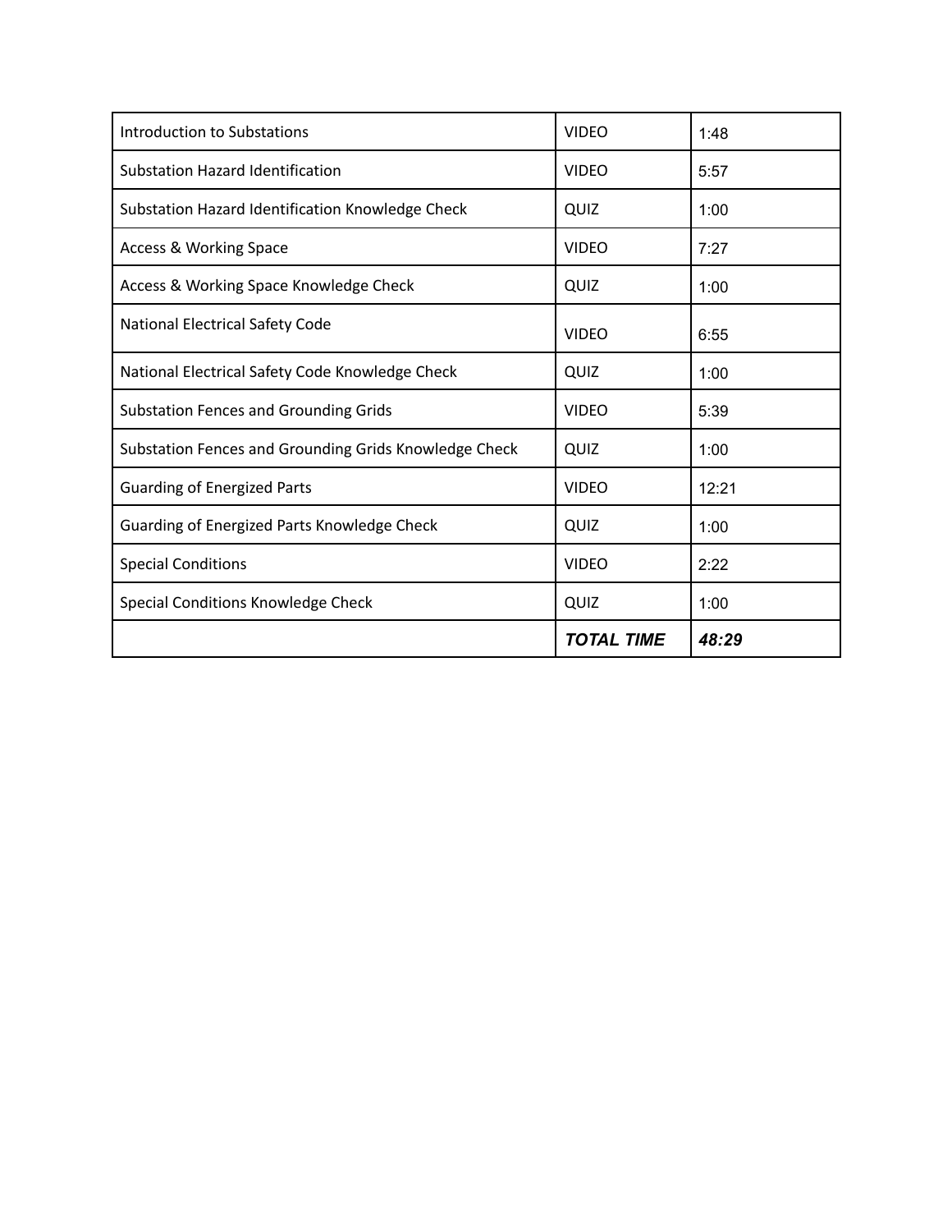| | | |
|---|---|---|
| Introduction to Substations | VIDEO | 1:48 |
| Substation Hazard Identification | VIDEO | 5:57 |
| Substation Hazard Identification Knowledge Check | QUIZ | 1:00 |
| Access & Working Space | VIDEO | 7:27 |
| Access & Working Space Knowledge Check | QUIZ | 1:00 |
| National Electrical Safety Code | VIDEO | 6:55 |
| National Electrical Safety Code Knowledge Check | QUIZ | 1:00 |
| Substation Fences and Grounding Grids | VIDEO | 5:39 |
| Substation Fences and Grounding Grids Knowledge Check | QUIZ | 1:00 |
| Guarding of Energized Parts | VIDEO | 12:21 |
| Guarding of Energized Parts Knowledge Check | QUIZ | 1:00 |
| Special Conditions | VIDEO | 2:22 |
| Special Conditions Knowledge Check | QUIZ | 1:00 |
| | ***TOTAL TIME*** | ***48:29*** |